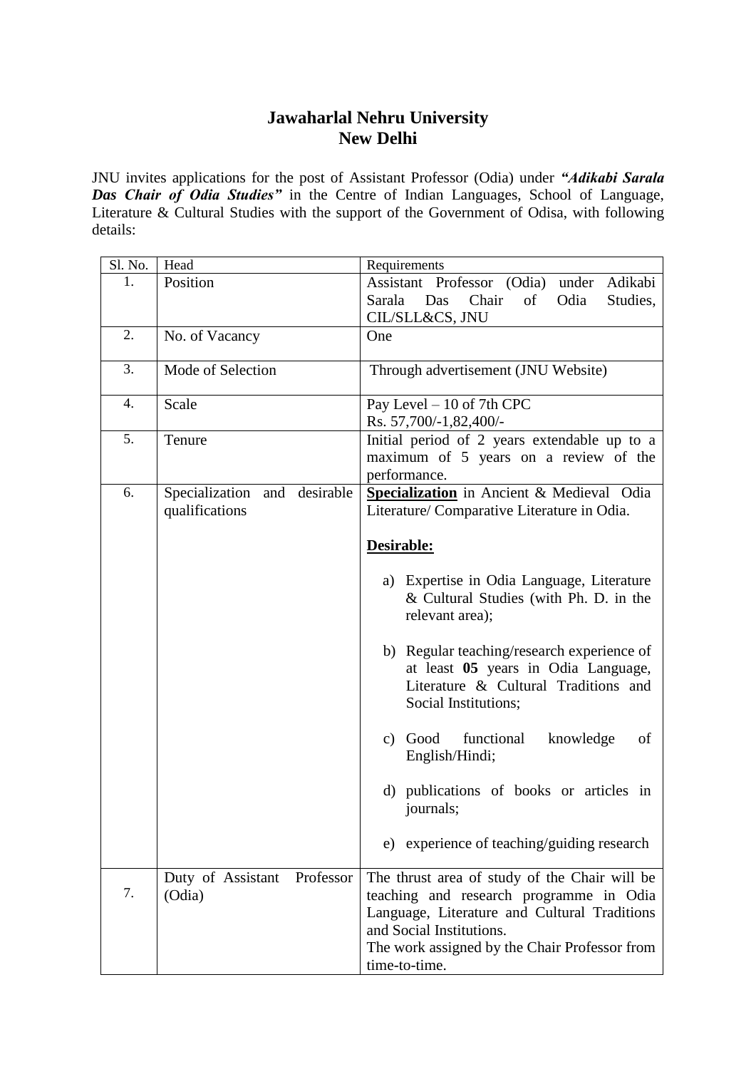# Jawaharlal Nehru University
# New Delhi

JNU invites applications for the post of Assistant Professor (Odia) under ***"Adikabi Sarala Das Chair of Odia Studies"*** in the Centre of Indian Languages, School of Language, Literature & Cultural Studies with the support of the Government of Odisa, with following details:

| Sl. No. | Head | Requirements |
|---|---|---|
| 1. | Position | Assistant Professor (Odia) under Adikabi Sarala Das Chair of Odia Studies, CIL/SLL&CS, JNU |
| 2. | No. of Vacancy | One |
| 3. | Mode of Selection | Through advertisement (JNU Website) |
| 4. | Scale | Pay Level – 10 of 7th CPC<br>Rs. 57,700/-1,82,400/- |
| 5. | Tenure | Initial period of 2 years extendable up to a maximum of 5 years on a review of the performance. |
| 6. | Specialization and desirable qualifications | **Specialization** in Ancient & Medieval Odia Literature/ Comparative Literature in Odia.<br><br>**Desirable:**<br><br>a) Expertise in Odia Language, Literature & Cultural Studies (with Ph. D. in the relevant area);<br><br>b) Regular teaching/research experience of at least **05** years in Odia Language, Literature & Cultural Traditions and Social Institutions;<br><br>c) Good functional knowledge of English/Hindi;<br><br>d) publications of books or articles in journals;<br><br>e) experience of teaching/guiding research |
| 7. | Duty of Assistant Professor (Odia) | The thrust area of study of the Chair will be teaching and research programme in Odia Language, Literature and Cultural Traditions and Social Institutions.<br>The work assigned by the Chair Professor from time-to-time. |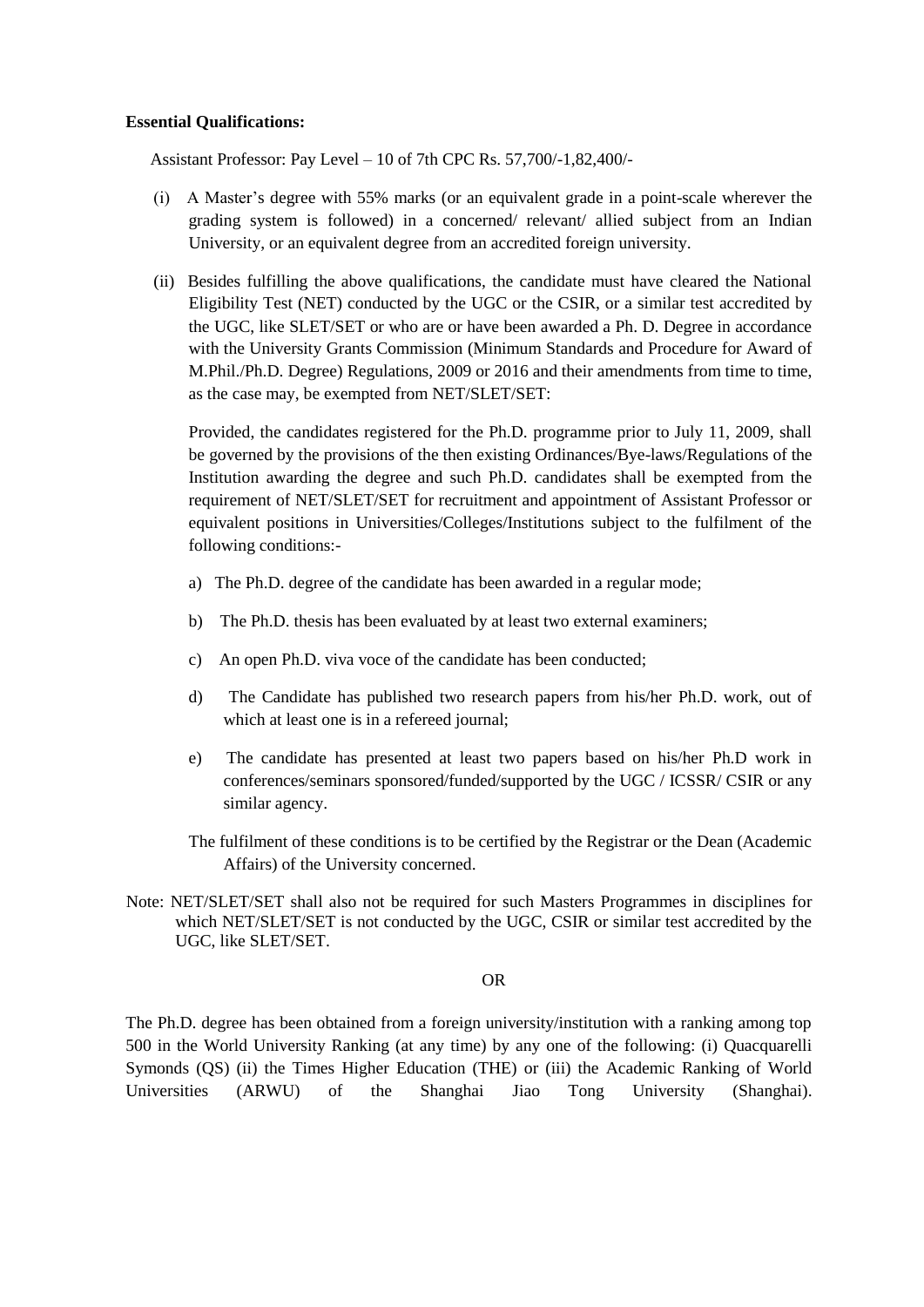**Essential Qualifications:**

Assistant Professor: Pay Level – 10 of 7th CPC Rs. 57,700/-1,82,400/-

(i) A Master's degree with 55% marks (or an equivalent grade in a point-scale wherever the grading system is followed) in a concerned/ relevant/ allied subject from an Indian University, or an equivalent degree from an accredited foreign university.

(ii) Besides fulfilling the above qualifications, the candidate must have cleared the National Eligibility Test (NET) conducted by the UGC or the CSIR, or a similar test accredited by the UGC, like SLET/SET or who are or have been awarded a Ph. D. Degree in accordance with the University Grants Commission (Minimum Standards and Procedure for Award of M.Phil./Ph.D. Degree) Regulations, 2009 or 2016 and their amendments from time to time, as the case may, be exempted from NET/SLET/SET:

Provided, the candidates registered for the Ph.D. programme prior to July 11, 2009, shall be governed by the provisions of the then existing Ordinances/Bye-laws/Regulations of the Institution awarding the degree and such Ph.D. candidates shall be exempted from the requirement of NET/SLET/SET for recruitment and appointment of Assistant Professor or equivalent positions in Universities/Colleges/Institutions subject to the fulfilment of the following conditions:-

a) The Ph.D. degree of the candidate has been awarded in a regular mode;

b) The Ph.D. thesis has been evaluated by at least two external examiners;

c) An open Ph.D. viva voce of the candidate has been conducted;

d) The Candidate has published two research papers from his/her Ph.D. work, out of which at least one is in a refereed journal;

e) The candidate has presented at least two papers based on his/her Ph.D work in conferences/seminars sponsored/funded/supported by the UGC / ICSSR/ CSIR or any similar agency.

The fulfilment of these conditions is to be certified by the Registrar or the Dean (Academic Affairs) of the University concerned.

Note: NET/SLET/SET shall also not be required for such Masters Programmes in disciplines for which NET/SLET/SET is not conducted by the UGC, CSIR or similar test accredited by the UGC, like SLET/SET.

OR

The Ph.D. degree has been obtained from a foreign university/institution with a ranking among top 500 in the World University Ranking (at any time) by any one of the following: (i) Quacquarelli Symonds (QS) (ii) the Times Higher Education (THE) or (iii) the Academic Ranking of World Universities (ARWU) of the Shanghai Jiao Tong University (Shanghai).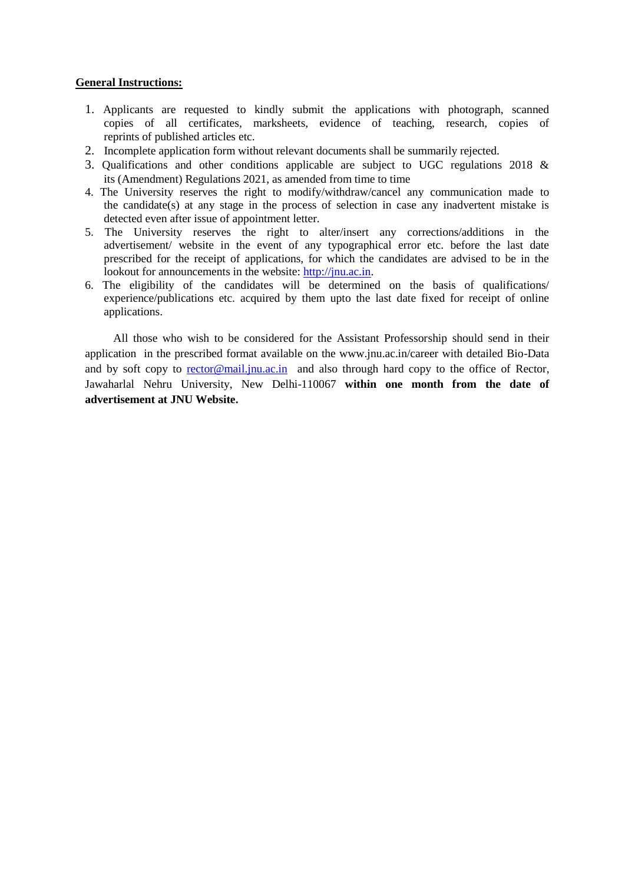**General Instructions:**

1. Applicants are requested to kindly submit the applications with photograph, scanned copies of all certificates, marksheets, evidence of teaching, research, copies of reprints of published articles etc.
2. Incomplete application form without relevant documents shall be summarily rejected.
3. Qualifications and other conditions applicable are subject to UGC regulations 2018 & its (Amendment) Regulations 2021, as amended from time to time
4. The University reserves the right to modify/withdraw/cancel any communication made to the candidate(s) at any stage in the process of selection in case any inadvertent mistake is detected even after issue of appointment letter.
5. The University reserves the right to alter/insert any corrections/additions in the advertisement/ website in the event of any typographical error etc. before the last date prescribed for the receipt of applications, for which the candidates are advised to be in the lookout for announcements in the website: http://jnu.ac.in.
6. The eligibility of the candidates will be determined on the basis of qualifications/ experience/publications etc. acquired by them upto the last date fixed for receipt of online applications.

All those who wish to be considered for the Assistant Professorship should send in their application in the prescribed format available on the www.jnu.ac.in/career with detailed Bio-Data and by soft copy to rector@mail.jnu.ac.in and also through hard copy to the office of Rector, Jawaharlal Nehru University, New Delhi-110067 **within one month from the date of advertisement at JNU Website.**